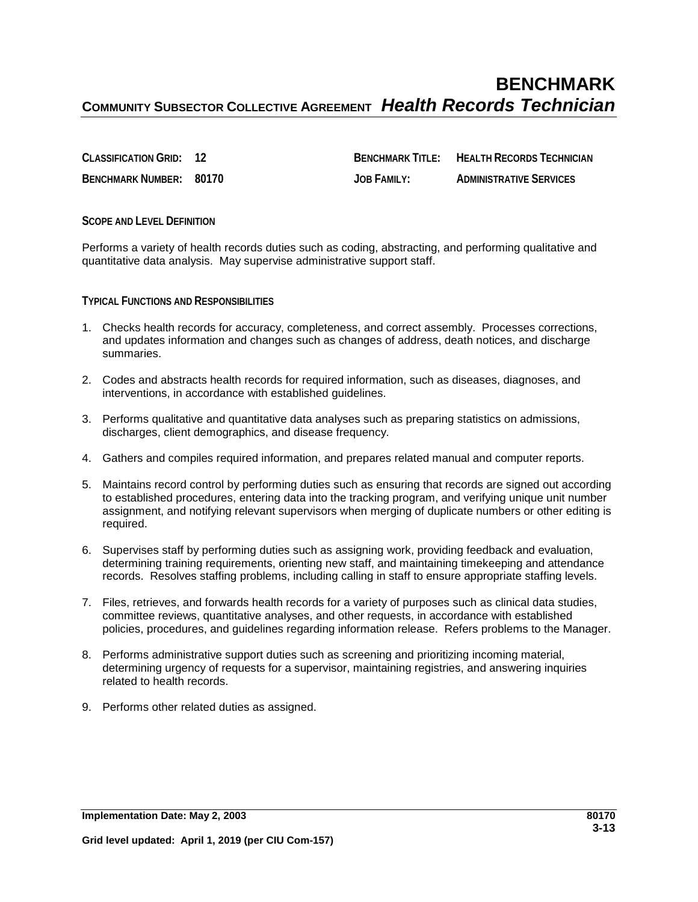# BENCHMARK

**COMMUNITY SUBSECTOR COLLECTIVE AGREEMENT** ***Health Records Technician***

| | | | |
|---|---|---|---|
| **CLASSIFICATION GRID:** | **12** | **BENCHMARK TITLE:** | **HEALTH RECORDS TECHNICIAN** |
| **BENCHMARK NUMBER:** | **80170** | **JOB FAMILY:** | **ADMINISTRATIVE SERVICES** |

## SCOPE AND LEVEL DEFINITION

Performs a variety of health records duties such as coding, abstracting, and performing qualitative and quantitative data analysis. May supervise administrative support staff.

## TYPICAL FUNCTIONS AND RESPONSIBILITIES

1. Checks health records for accuracy, completeness, and correct assembly. Processes corrections, and updates information and changes such as changes of address, death notices, and discharge summaries.

2. Codes and abstracts health records for required information, such as diseases, diagnoses, and interventions, in accordance with established guidelines.

3. Performs qualitative and quantitative data analyses such as preparing statistics on admissions, discharges, client demographics, and disease frequency.

4. Gathers and compiles required information, and prepares related manual and computer reports.

5. Maintains record control by performing duties such as ensuring that records are signed out according to established procedures, entering data into the tracking program, and verifying unique unit number assignment, and notifying relevant supervisors when merging of duplicate numbers or other editing is required.

6. Supervises staff by performing duties such as assigning work, providing feedback and evaluation, determining training requirements, orienting new staff, and maintaining timekeeping and attendance records. Resolves staffing problems, including calling in staff to ensure appropriate staffing levels.

7. Files, retrieves, and forwards health records for a variety of purposes such as clinical data studies, committee reviews, quantitative analyses, and other requests, in accordance with established policies, procedures, and guidelines regarding information release. Refers problems to the Manager.

8. Performs administrative support duties such as screening and prioritizing incoming material, determining urgency of requests for a supervisor, maintaining registries, and answering inquiries related to health records.

9. Performs other related duties as assigned.

**Implementation Date: May 2, 2003**

**Grid level updated: April 1, 2019 (per CIU Com-157)**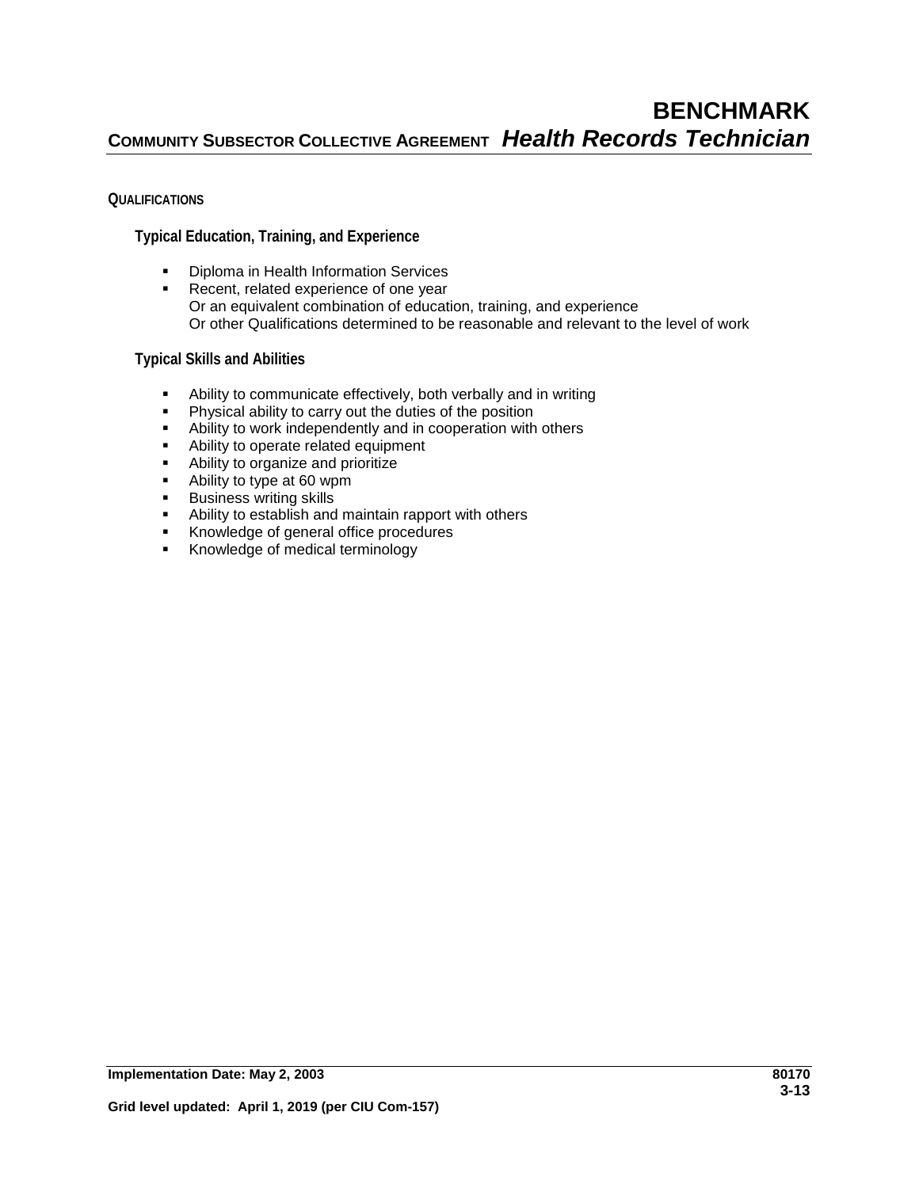## QUALIFICATIONS

### Typical Education, Training, and Experience

- Diploma in Health Information Services
- Recent, related experience of one year
  Or an equivalent combination of education, training, and experience
  Or other Qualifications determined to be reasonable and relevant to the level of work

### Typical Skills and Abilities

- Ability to communicate effectively, both verbally and in writing
- Physical ability to carry out the duties of the position
- Ability to work independently and in cooperation with others
- Ability to operate related equipment
- Ability to organize and prioritize
- Ability to type at 60 wpm
- Business writing skills
- Ability to establish and maintain rapport with others
- Knowledge of general office procedures
- Knowledge of medical terminology

**Implementation Date: May 2, 2003** **80170**

**Grid level updated: April 1, 2019 (per CIU Com-157)**